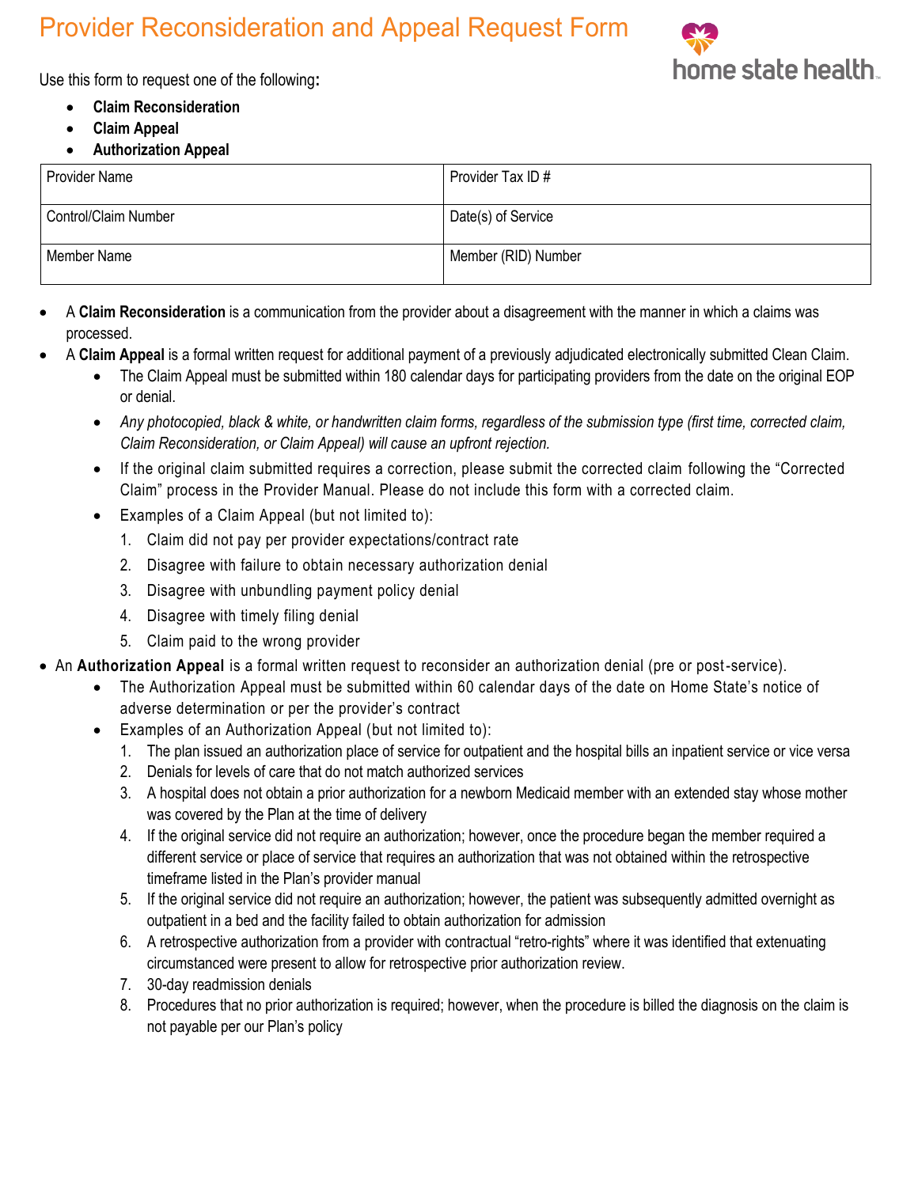# Provider Reconsideration and Appeal Request Form

Use this form to request one of the following:

- **Claim Reconsideration**
- **Claim Appeal**
- **Authorization Appeal**

| Provider Name | Provider Tax ID # |
|---|---|
| Control/Claim Number | Date(s) of Service |
| Member Name | Member (RID) Number |

- A **Claim Reconsideration** is a communication from the provider about a disagreement with the manner in which a claims was processed.
- A **Claim Appeal** is a formal written request for additional payment of a previously adjudicated electronically submitted Clean Claim.
  - The Claim Appeal must be submitted within 180 calendar days for participating providers from the date on the original EOP or denial.
  - *Any photocopied, black & white, or handwritten claim forms, regardless of the submission type (first time, corrected claim, Claim Reconsideration, or Claim Appeal) will cause an upfront rejection.*
  - If the original claim submitted requires a correction, please submit the corrected claim following the "Corrected Claim" process in the Provider Manual. Please do not include this form with a corrected claim.
  - Examples of a Claim Appeal (but not limited to):
    1. Claim did not pay per provider expectations/contract rate
    2. Disagree with failure to obtain necessary authorization denial
    3. Disagree with unbundling payment policy denial
    4. Disagree with timely filing denial
    5. Claim paid to the wrong provider
- An **Authorization Appeal** is a formal written request to reconsider an authorization denial (pre or post-service).
  - The Authorization Appeal must be submitted within 60 calendar days of the date on Home State's notice of adverse determination or per the provider's contract
  - Examples of an Authorization Appeal (but not limited to):
    1. The plan issued an authorization place of service for outpatient and the hospital bills an inpatient service or vice versa
    2. Denials for levels of care that do not match authorized services
    3. A hospital does not obtain a prior authorization for a newborn Medicaid member with an extended stay whose mother was covered by the Plan at the time of delivery
    4. If the original service did not require an authorization; however, once the procedure began the member required a different service or place of service that requires an authorization that was not obtained within the retrospective timeframe listed in the Plan's provider manual
    5. If the original service did not require an authorization; however, the patient was subsequently admitted overnight as outpatient in a bed and the facility failed to obtain authorization for admission
    6. A retrospective authorization from a provider with contractual "retro-rights" where it was identified that extenuating circumstanced were present to allow for retrospective prior authorization review.
    7. 30-day readmission denials
    8. Procedures that no prior authorization is required; however, when the procedure is billed the diagnosis on the claim is not payable per our Plan's policy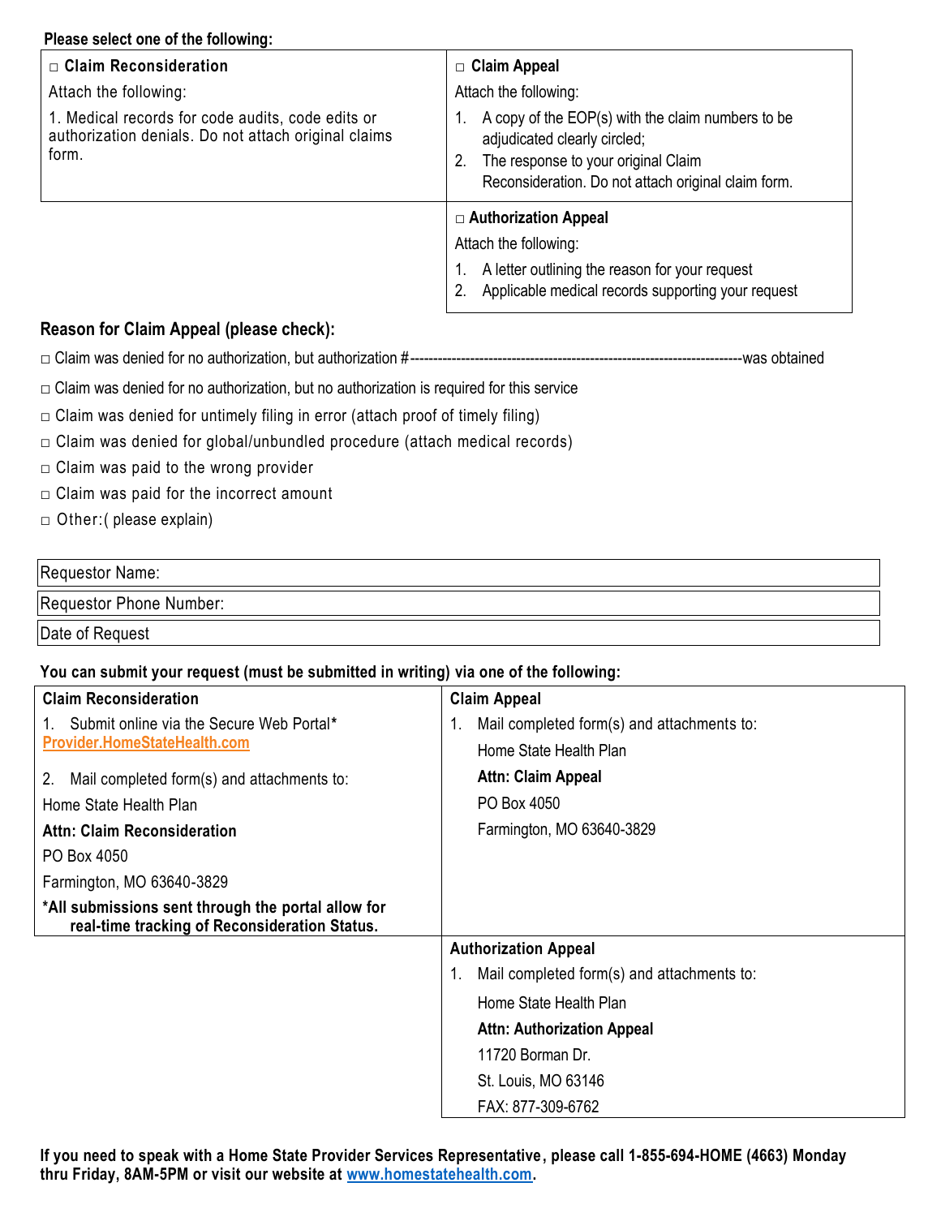**Please select one of the following:**

| | |
|---|---|
| ☐ **Claim Reconsideration**<br>Attach the following:<br>1. Medical records for code audits, code edits or authorization denials. Do not attach original claims form. | ☐ **Claim Appeal**<br>Attach the following:<br>1. A copy of the EOP(s) with the claim numbers to be adjudicated clearly circled;<br>2. The response to your original Claim Reconsideration. Do not attach original claim form. |
| | ☐ **Authorization Appeal**<br>Attach the following:<br>1. A letter outlining the reason for your request<br>2. Applicable medical records supporting your request |

**Reason for Claim Appeal (please check):**

☐ Claim was denied for no authorization, but authorization #----------------------------------------------------------------------was obtained

☐ Claim was denied for no authorization, but no authorization is required for this service

☐ Claim was denied for untimely filing in error (attach proof of timely filing)

☐ Claim was denied for global/unbundled procedure (attach medical records)

☐ Claim was paid to the wrong provider

☐ Claim was paid for the incorrect amount

☐ Other:( please explain)

| |
|---|
| Requestor Name: |
| Requestor Phone Number: |
| Date of Request |

**You can submit your request (must be submitted in writing) via one of the following:**

| | |
|---|---|
| **Claim Reconsideration**<br>1. Submit online via the Secure Web Portal* Provider.HomeStateHealth.com<br>2. Mail completed form(s) and attachments to:<br>Home State Health Plan<br>**Attn: Claim Reconsideration**<br>PO Box 4050<br>Farmington, MO 63640-3829<br>**\*All submissions sent through the portal allow for real-time tracking of Reconsideration Status.** | **Claim Appeal**<br>1. Mail completed form(s) and attachments to:<br>Home State Health Plan<br>**Attn: Claim Appeal**<br>PO Box 4050<br>Farmington, MO 63640-3829 |
| | **Authorization Appeal**<br>1. Mail completed form(s) and attachments to:<br>Home State Health Plan<br>**Attn: Authorization Appeal**<br>11720 Borman Dr.<br>St. Louis, MO 63146<br>FAX: 877-309-6762 |

**If you need to speak with a Home State Provider Services Representative, please call 1-855-694-HOME (4663) Monday thru Friday, 8AM-5PM or visit our website at www.homestatehealth.com.**